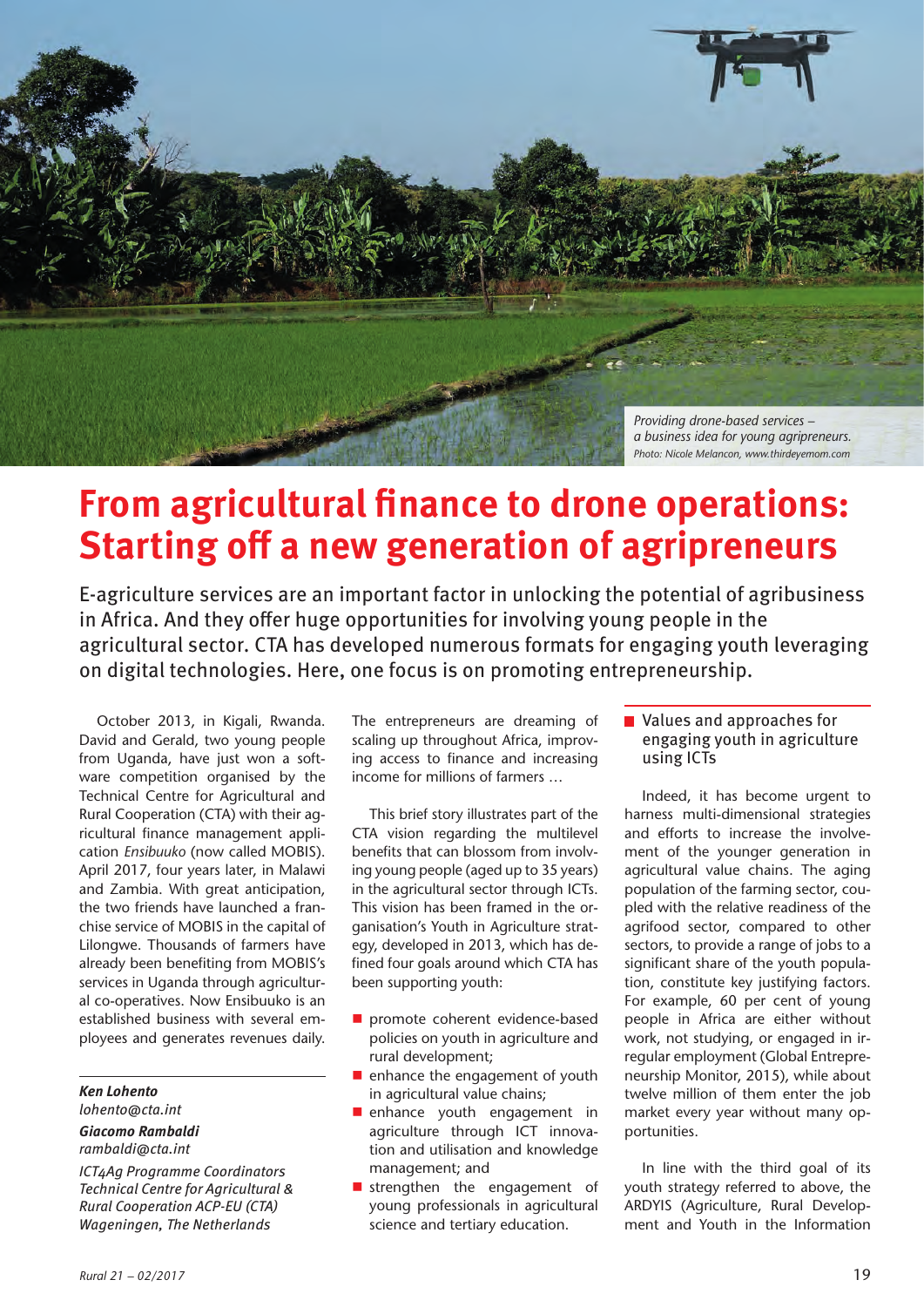Providing drone-based services – a business idea for young agripreneurs.
Photo: Nicole Melancon, www.thirdeyemom.com

# From agricultural finance to drone operations: Starting off a new generation of agripreneurs

E-agriculture services are an important factor in unlocking the potential of agribusiness in Africa. And they offer huge opportunities for involving young people in the agricultural sector. CTA has developed numerous formats for engaging youth leveraging on digital technologies. Here, one focus is on promoting entrepreneurship.

October 2013, in Kigali, Rwanda. David and Gerald, two young people from Uganda, have just won a software competition organised by the Technical Centre for Agricultural and Rural Cooperation (CTA) with their agricultural finance management application *Ensibuuko* (now called MOBIS). April 2017, four years later, in Malawi and Zambia. With great anticipation, the two friends have launched a franchise service of MOBIS in the capital of Lilongwe. Thousands of farmers have already been benefiting from MOBIS's services in Uganda through agricultural co-operatives. Now Ensibuuko is an established business with several employees and generates revenues daily.

**_Ken Lohento_**
*lohento@cta.int*
**_Giacomo Rambaldi_**
*rambaldi@cta.int*

*ICT4Ag Programme Coordinators*
*Technical Centre for Agricultural & Rural Cooperation ACP-EU (CTA)*
*Wageningen, The Netherlands*

The entrepreneurs are dreaming of scaling up throughout Africa, improving access to finance and increasing income for millions of farmers …

This brief story illustrates part of the CTA vision regarding the multilevel benefits that can blossom from involving young people (aged up to 35 years) in the agricultural sector through ICTs. This vision has been framed in the organisation's Youth in Agriculture strategy, developed in 2013, which has defined four goals around which CTA has been supporting youth:

- promote coherent evidence-based policies on youth in agriculture and rural development;
- enhance the engagement of youth in agricultural value chains;
- enhance youth engagement in agriculture through ICT innovation and utilisation and knowledge management; and
- strengthen the engagement of young professionals in agricultural science and tertiary education.

## Values and approaches for engaging youth in agriculture using ICTs

Indeed, it has become urgent to harness multi-dimensional strategies and efforts to increase the involvement of the younger generation in agricultural value chains. The aging population of the farming sector, coupled with the relative readiness of the agrifood sector, compared to other sectors, to provide a range of jobs to a significant share of the youth population, constitute key justifying factors. For example, 60 per cent of young people in Africa are either without work, not studying, or engaged in irregular employment (Global Entrepreneurship Monitor, 2015), while about twelve million of them enter the job market every year without many opportunities.

In line with the third goal of its youth strategy referred to above, the ARDYIS (Agriculture, Rural Development and Youth in the Information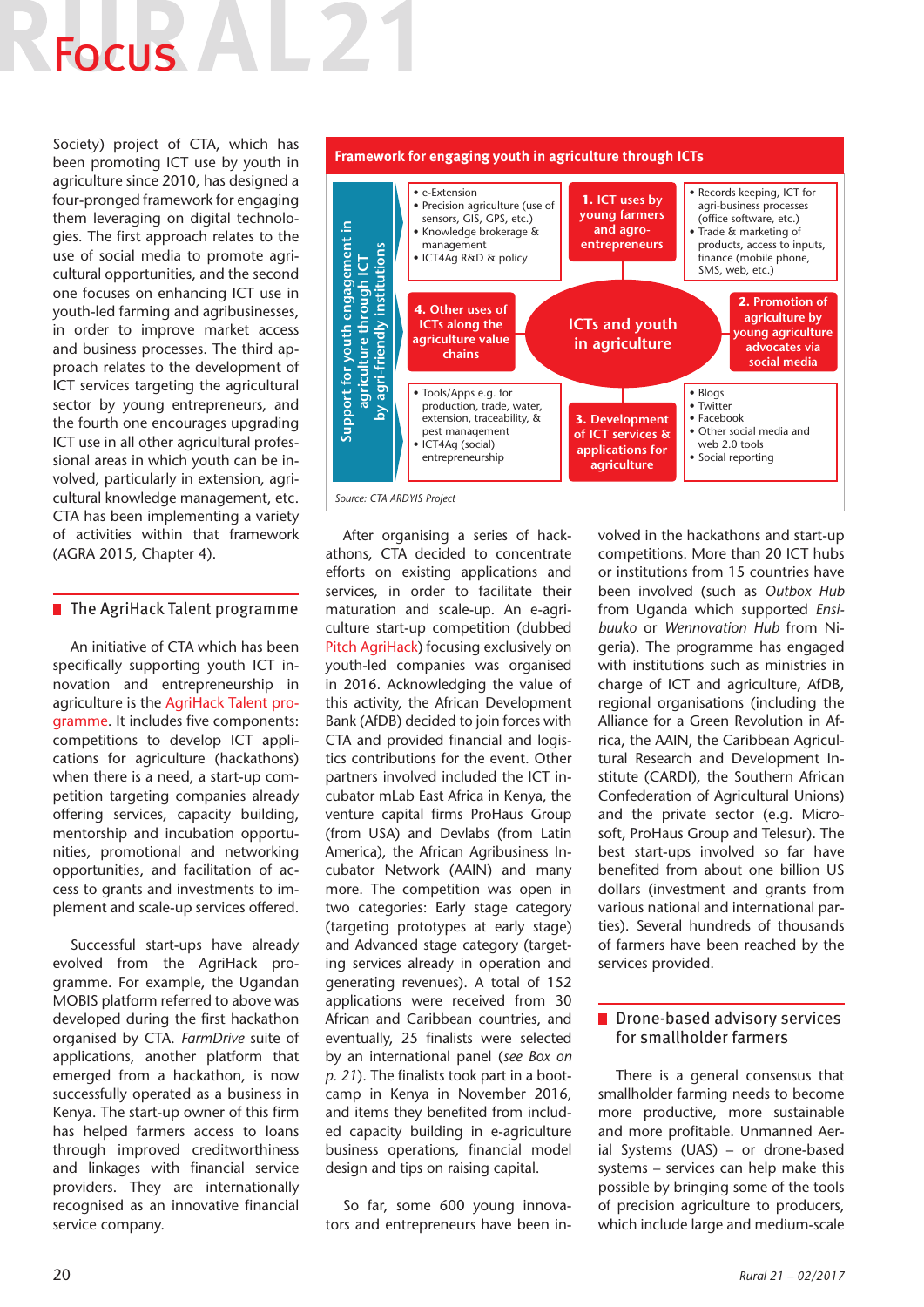Society) project of CTA, which has been promoting ICT use by youth in agriculture since 2010, has designed a four-pronged framework for engaging them leveraging on digital technologies. The first approach relates to the use of social media to promote agricultural opportunities, and the second one focuses on enhancing ICT use in youth-led farming and agribusinesses, in order to improve market access and business processes. The third approach relates to the development of ICT services targeting the agricultural sector by young entrepreneurs, and the fourth one encourages upgrading ICT use in all other agricultural professional areas in which youth can be involved, particularly in extension, agricultural knowledge management, etc. CTA has been implementing a variety of activities within that framework (AGRA 2015, Chapter 4).

**Framework for engaging youth in agriculture through ICTs**

Support for youth engagement in agriculture through ICT by agri-friendly institutions

**ICTs and youth in agriculture**

**1. ICT uses by young farmers and agro-entrepreneurs**
- Records keeping, ICT for agri-business processes (office software, etc.)
- Trade & marketing of products, access to inputs, finance (mobile phone, SMS, web, etc.)

**2. Promotion of agriculture by young agriculture advocates via social media**
- Blogs
- Twitter
- Facebook
- Other social media and web 2.0 tools
- Social reporting

**3. Development of ICT services & applications for agriculture**
- Tools/Apps e.g. for production, trade, water, extension, traceability, & pest management
- ICT4Ag (social) entrepreneurship

**4. Other uses of ICTs along the agriculture value chains**
- e-Extension
- Precision agriculture (use of sensors, GIS, GPS, etc.)
- Knowledge brokerage & management
- ICT4Ag R&D & policy

*Source: CTA ARDYIS Project*

## The AgriHack Talent programme

An initiative of CTA which has been specifically supporting youth ICT innovation and entrepreneurship in agriculture is the AgriHack Talent programme. It includes five components: competitions to develop ICT applications for agriculture (hackathons) when there is a need, a start-up competition targeting companies already offering services, capacity building, mentorship and incubation opportunities, promotional and networking opportunities, and facilitation of access to grants and investments to implement and scale-up services offered.

Successful start-ups have already evolved from the AgriHack programme. For example, the Ugandan MOBIS platform referred to above was developed during the first hackathon organised by CTA. *FarmDrive* suite of applications, another platform that emerged from a hackathon, is now successfully operated as a business in Kenya. The start-up owner of this firm has helped farmers access to loans through improved creditworthiness and linkages with financial service providers. They are internationally recognised as an innovative financial service company.

After organising a series of hackathons, CTA decided to concentrate efforts on existing applications and services, in order to facilitate their maturation and scale-up. An e-agriculture start-up competition (dubbed Pitch AgriHack) focusing exclusively on youth-led companies was organised in 2016. Acknowledging the value of this activity, the African Development Bank (AfDB) decided to join forces with CTA and provided financial and logistics contributions for the event. Other partners involved included the ICT incubator mLab East Africa in Kenya, the venture capital firms ProHaus Group (from USA) and Devlabs (from Latin America), the African Agribusiness Incubator Network (AAIN) and many more. The competition was open in two categories: Early stage category (targeting prototypes at early stage) and Advanced stage category (targeting services already in operation and generating revenues). A total of 152 applications were received from 30 African and Caribbean countries, and eventually, 25 finalists were selected by an international panel (*see Box on p. 21*). The finalists took part in a bootcamp in Kenya in November 2016, and items they benefited from included capacity building in e-agriculture business operations, financial model design and tips on raising capital.

So far, some 600 young innovators and entrepreneurs have been involved in the hackathons and start-up competitions. More than 20 ICT hubs or institutions from 15 countries have been involved (such as *Outbox Hub* from Uganda which supported *Ensibuuko* or *Wennovation Hub* from Nigeria). The programme has engaged with institutions such as ministries in charge of ICT and agriculture, AfDB, regional organisations (including the Alliance for a Green Revolution in Africa, the AAIN, the Caribbean Agricultural Research and Development Institute (CARDI), the Southern African Confederation of Agricultural Unions) and the private sector (e.g. Microsoft, ProHaus Group and Telesur). The best start-ups involved so far have benefited from about one billion US dollars (investment and grants from various national and international parties). Several hundreds of thousands of farmers have been reached by the services provided.

## Drone-based advisory services for smallholder farmers

There is a general consensus that smallholder farming needs to become more productive, more sustainable and more profitable. Unmanned Aerial Systems (UAS) – or drone-based systems – services can help make this possible by bringing some of the tools of precision agriculture to producers, which include large and medium-scale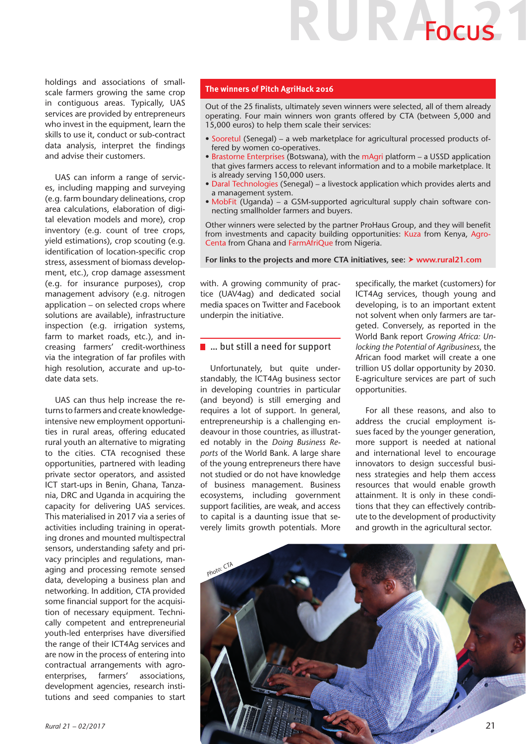holdings and associations of small-scale farmers growing the same crop in contiguous areas. Typically, UAS services are provided by entrepreneurs who invest in the equipment, learn the skills to use it, conduct or sub-contract data analysis, interpret the findings and advise their customers.

UAS can inform a range of services, including mapping and surveying (e.g. farm boundary delineations, crop area calculations, elaboration of digital elevation models and more), crop inventory (e.g. count of tree crops, yield estimations), crop scouting (e.g. identification of location-specific crop stress, assessment of biomass development, etc.), crop damage assessment (e.g. for insurance purposes), crop management advisory (e.g. nitrogen application – on selected crops where solutions are available), infrastructure inspection (e.g. irrigation systems, farm to market roads, etc.), and increasing farmers' credit-worthiness via the integration of far profiles with high resolution, accurate and up-to-date data sets.

UAS can thus help increase the returns to farmers and create knowledge-intensive new employment opportunities in rural areas, offering educated rural youth an alternative to migrating to the cities. CTA recognised these opportunities, partnered with leading private sector operators, and assisted ICT start-ups in Benin, Ghana, Tanzania, DRC and Uganda in acquiring the capacity for delivering UAS services. This materialised in 2017 via a series of activities including training in operating drones and mounted multispectral sensors, understanding safety and privacy principles and regulations, managing and processing remote sensed data, developing a business plan and networking. In addition, CTA provided some financial support for the acquisition of necessary equipment. Technically competent and entrepreneurial youth-led enterprises have diversified the range of their ICT4Ag services and are now in the process of entering into contractual arrangements with agro-enterprises, farmers' associations, development agencies, research institutions and seed companies to start with. A growing community of practice (UAV4ag) and dedicated social media spaces on Twitter and Facebook underpin the initiative.

## ... but still a need for support

Unfortunately, but quite understandably, the ICT4Ag business sector in developing countries in particular (and beyond) is still emerging and requires a lot of support. In general, entrepreneurship is a challenging endeavour in those countries, as illustrated notably in the *Doing Business Reports* of the World Bank. A large share of the young entrepreneurs there have not studied or do not have knowledge of business management. Business ecosystems, including government support facilities, are weak, and access to capital is a daunting issue that severely limits growth potentials. More specifically, the market (customers) for ICT4Ag services, though young and developing, is to an important extent not solvent when only farmers are targeted. Conversely, as reported in the World Bank report *Growing Africa: Unlocking the Potential of Agribusiness*, the African food market will create a one trillion US dollar opportunity by 2030. E-agriculture services are part of such opportunities.

For all these reasons, and also to address the crucial employment issues faced by the younger generation, more support is needed at national and international level to encourage innovators to design successful business strategies and help them access resources that would enable growth attainment. It is only in these conditions that they can effectively contribute to the development of productivity and growth in the agricultural sector.

### The winners of Pitch AgriHack 2016

Out of the 25 finalists, ultimately seven winners were selected, all of them already operating. Four main winners won grants offered by CTA (between 5,000 and 15,000 euros) to help them scale their services:

- Sooretul (Senegal) – a web marketplace for agricultural processed products offered by women co-operatives.
- Brastorne Enterprises (Botswana), with the mAgri platform – a USSD application that gives farmers access to relevant information and to a mobile marketplace. It is already serving 150,000 users.
- Daral Technologies (Senegal) – a livestock application which provides alerts and a management system.
- MobFit (Uganda) – a GSM-supported agricultural supply chain software connecting smallholder farmers and buyers.

Other winners were selected by the partner ProHaus Group, and they will benefit from investments and capacity building opportunities: Kuza from Kenya, Agro-Centa from Ghana and FarmAfriQue from Nigeria.

**For links to the projects and more CTA initiatives, see: ➤ www.rural21.com**

Photo: CTA